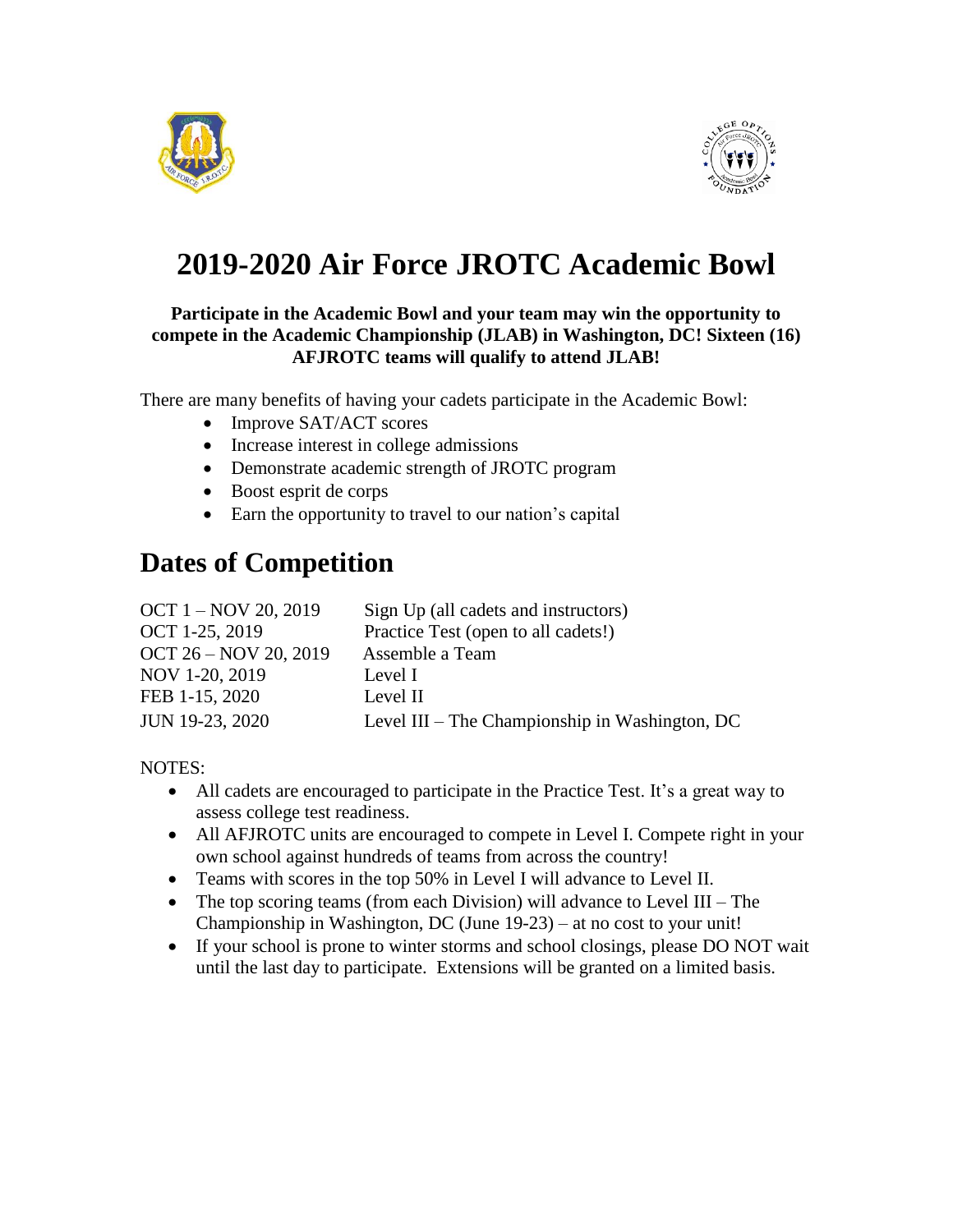# 2019-2020 Air Force JROTC Academic Bowl

**Participate in the Academic Bowl and your team may win the opportunity to compete in the Academic Championship (JLAB) in Washington, DC! Sixteen (16) AFJROTC teams will qualify to attend JLAB!**

There are many benefits of having your cadets participate in the Academic Bowl:

- Improve SAT/ACT scores
- Increase interest in college admissions
- Demonstrate academic strength of JROTC program
- Boost esprit de corps
- Earn the opportunity to travel to our nation's capital

## Dates of Competition

| | |
|---|---|
| OCT 1 – NOV 20, 2019 | Sign Up (all cadets and instructors) |
| OCT 1-25, 2019 | Practice Test (open to all cadets!) |
| OCT 26 – NOV 20, 2019 | Assemble a Team |
| NOV 1-20, 2019 | Level I |
| FEB 1-15, 2020 | Level II |
| JUN 19-23, 2020 | Level III – The Championship in Washington, DC |

NOTES:

- All cadets are encouraged to participate in the Practice Test. It's a great way to assess college test readiness.
- All AFJROTC units are encouraged to compete in Level I. Compete right in your own school against hundreds of teams from across the country!
- Teams with scores in the top 50% in Level I will advance to Level II.
- The top scoring teams (from each Division) will advance to Level III – The Championship in Washington, DC (June 19-23) – at no cost to your unit!
- If your school is prone to winter storms and school closings, please DO NOT wait until the last day to participate. Extensions will be granted on a limited basis.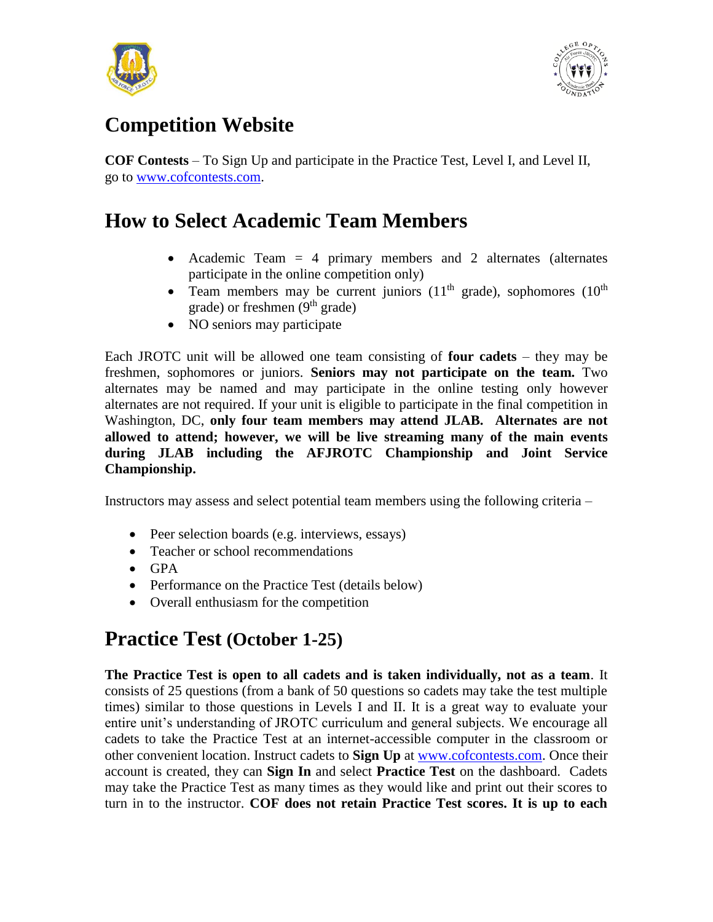## Competition Website

**COF Contests** – To Sign Up and participate in the Practice Test, Level I, and Level II, go to www.cofcontests.com.

## How to Select Academic Team Members

- Academic Team = 4 primary members and 2 alternates (alternates participate in the online competition only)
- Team members may be current juniors (11th grade), sophomores (10th grade) or freshmen (9th grade)
- NO seniors may participate

Each JROTC unit will be allowed one team consisting of **four cadets** – they may be freshmen, sophomores or juniors. **Seniors may not participate on the team.** Two alternates may be named and may participate in the online testing only however alternates are not required. If your unit is eligible to participate in the final competition in Washington, DC, **only four team members may attend JLAB. Alternates are not allowed to attend; however, we will be live streaming many of the main events during JLAB including the AFJROTC Championship and Joint Service Championship.**

Instructors may assess and select potential team members using the following criteria –

- Peer selection boards (e.g. interviews, essays)
- Teacher or school recommendations
- GPA
- Performance on the Practice Test (details below)
- Overall enthusiasm for the competition

## Practice Test (October 1-25)

**The Practice Test is open to all cadets and is taken individually, not as a team**. It consists of 25 questions (from a bank of 50 questions so cadets may take the test multiple times) similar to those questions in Levels I and II. It is a great way to evaluate your entire unit's understanding of JROTC curriculum and general subjects. We encourage all cadets to take the Practice Test at an internet-accessible computer in the classroom or other convenient location. Instruct cadets to **Sign Up** at www.cofcontests.com. Once their account is created, they can **Sign In** and select **Practice Test** on the dashboard. Cadets may take the Practice Test as many times as they would like and print out their scores to turn in to the instructor. **COF does not retain Practice Test scores. It is up to each**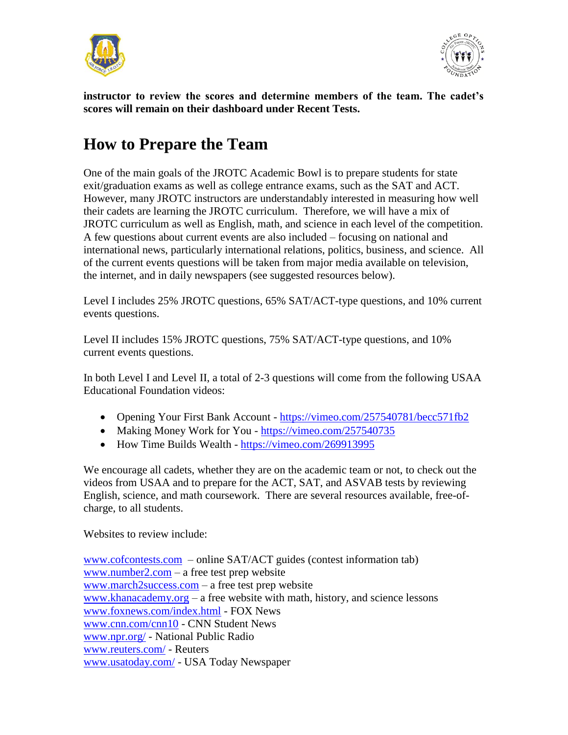**instructor to review the scores and determine members of the team. The cadet's scores will remain on their dashboard under Recent Tests.**

# How to Prepare the Team

One of the main goals of the JROTC Academic Bowl is to prepare students for state exit/graduation exams as well as college entrance exams, such as the SAT and ACT. However, many JROTC instructors are understandably interested in measuring how well their cadets are learning the JROTC curriculum. Therefore, we will have a mix of JROTC curriculum as well as English, math, and science in each level of the competition. A few questions about current events are also included – focusing on national and international news, particularly international relations, politics, business, and science. All of the current events questions will be taken from major media available on television, the internet, and in daily newspapers (see suggested resources below).

Level I includes 25% JROTC questions, 65% SAT/ACT-type questions, and 10% current events questions.

Level II includes 15% JROTC questions, 75% SAT/ACT-type questions, and 10% current events questions.

In both Level I and Level II, a total of 2-3 questions will come from the following USAA Educational Foundation videos:

- Opening Your First Bank Account - https://vimeo.com/257540781/becc571fb2
- Making Money Work for You - https://vimeo.com/257540735
- How Time Builds Wealth - https://vimeo.com/269913995

We encourage all cadets, whether they are on the academic team or not, to check out the videos from USAA and to prepare for the ACT, SAT, and ASVAB tests by reviewing English, science, and math coursework. There are several resources available, free-of-charge, to all students.

Websites to review include:

www.cofcontests.com – online SAT/ACT guides (contest information tab)
www.number2.com – a free test prep website
www.march2success.com – a free test prep website
www.khanacademy.org – a free website with math, history, and science lessons
www.foxnews.com/index.html - FOX News
www.cnn.com/cnn10 - CNN Student News
www.npr.org/ - National Public Radio
www.reuters.com/ - Reuters
www.usatoday.com/ - USA Today Newspaper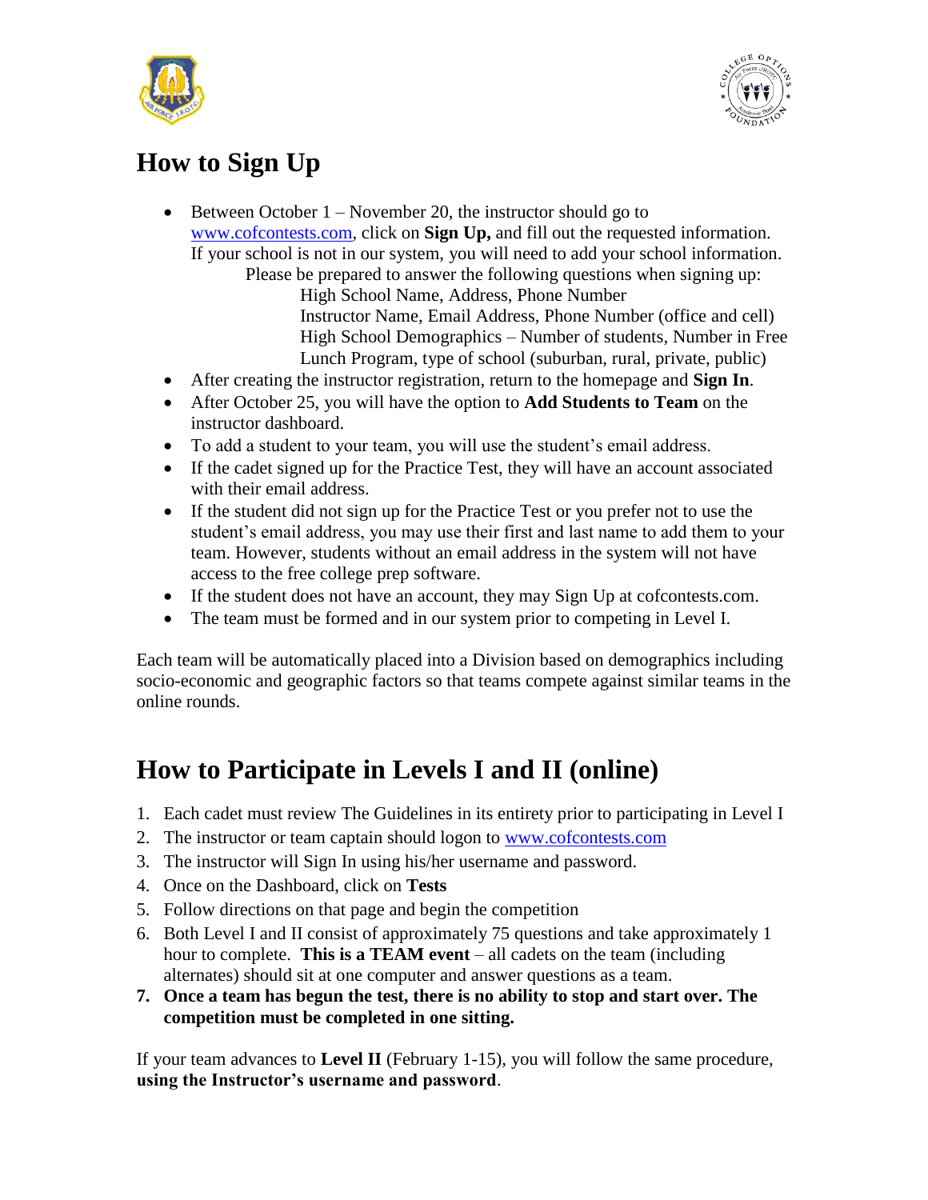## How to Sign Up

- Between October 1 – November 20, the instructor should go to [www.cofcontests.com](http://www.cofcontests.com), click on **Sign Up,** and fill out the requested information. If your school is not in our system, you will need to add your school information.
  - Please be prepared to answer the following questions when signing up:
    - High School Name, Address, Phone Number
    - Instructor Name, Email Address, Phone Number (office and cell)
    - High School Demographics – Number of students, Number in Free Lunch Program, type of school (suburban, rural, private, public)
- After creating the instructor registration, return to the homepage and **Sign In**.
- After October 25, you will have the option to **Add Students to Team** on the instructor dashboard.
- To add a student to your team, you will use the student's email address.
- If the cadet signed up for the Practice Test, they will have an account associated with their email address.
- If the student did not sign up for the Practice Test or you prefer not to use the student's email address, you may use their first and last name to add them to your team. However, students without an email address in the system will not have access to the free college prep software.
- If the student does not have an account, they may Sign Up at cofcontests.com.
- The team must be formed and in our system prior to competing in Level I.

Each team will be automatically placed into a Division based on demographics including socio-economic and geographic factors so that teams compete against similar teams in the online rounds.

## How to Participate in Levels I and II (online)

1. Each cadet must review The Guidelines in its entirety prior to participating in Level I
2. The instructor or team captain should logon to [www.cofcontests.com](http://www.cofcontests.com)
3. The instructor will Sign In using his/her username and password.
4. Once on the Dashboard, click on **Tests**
5. Follow directions on that page and begin the competition
6. Both Level I and II consist of approximately 75 questions and take approximately 1 hour to complete. **This is a TEAM event** – all cadets on the team (including alternates) should sit at one computer and answer questions as a team.
7. **Once a team has begun the test, there is no ability to stop and start over. The competition must be completed in one sitting.**

If your team advances to **Level II** (February 1-15), you will follow the same procedure, **using the Instructor's username and password**.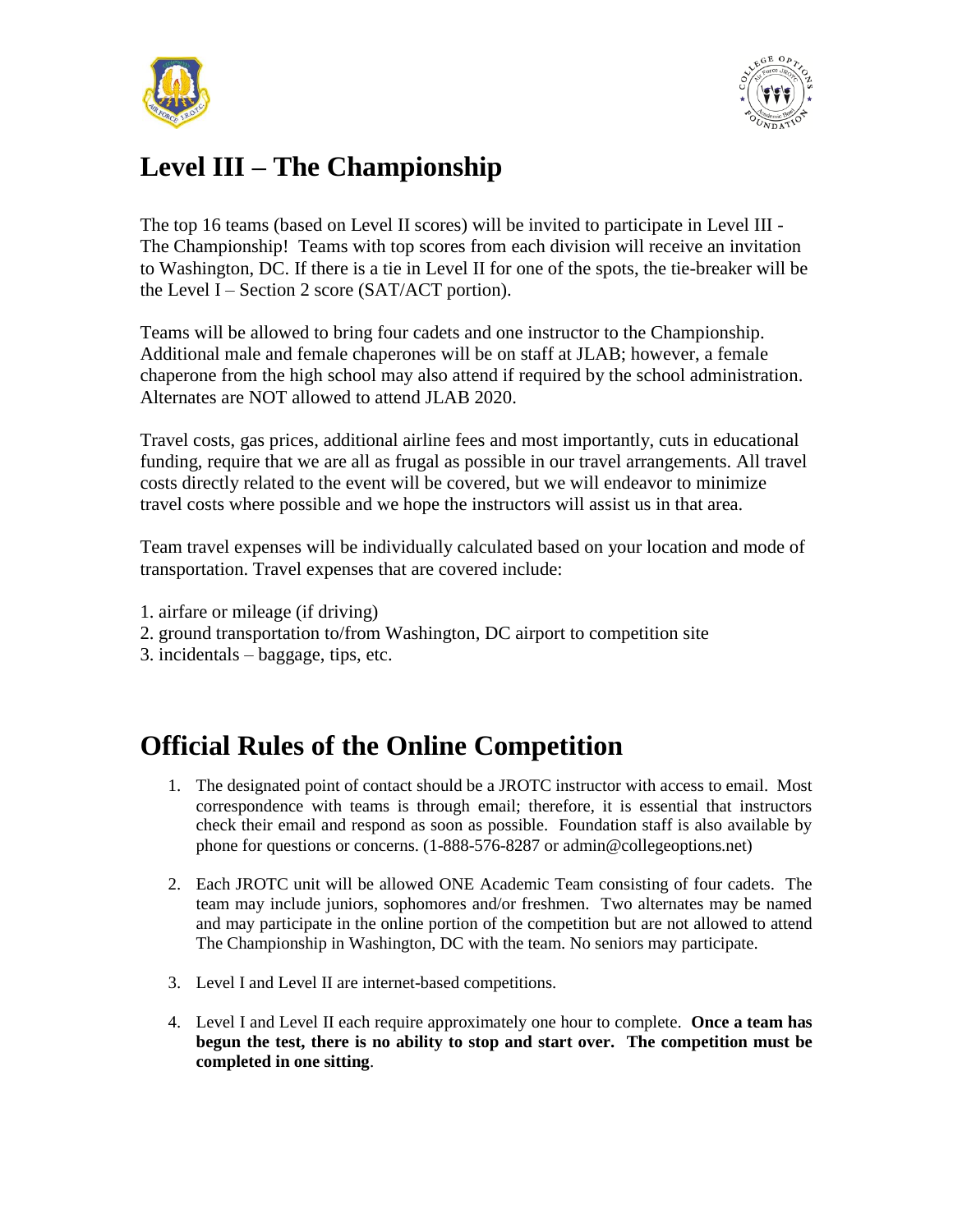# Level III – The Championship

The top 16 teams (based on Level II scores) will be invited to participate in Level III - The Championship! Teams with top scores from each division will receive an invitation to Washington, DC. If there is a tie in Level II for one of the spots, the tie-breaker will be the Level I – Section 2 score (SAT/ACT portion).

Teams will be allowed to bring four cadets and one instructor to the Championship. Additional male and female chaperones will be on staff at JLAB; however, a female chaperone from the high school may also attend if required by the school administration. Alternates are NOT allowed to attend JLAB 2020.

Travel costs, gas prices, additional airline fees and most importantly, cuts in educational funding, require that we are all as frugal as possible in our travel arrangements. All travel costs directly related to the event will be covered, but we will endeavor to minimize travel costs where possible and we hope the instructors will assist us in that area.

Team travel expenses will be individually calculated based on your location and mode of transportation. Travel expenses that are covered include:

1. airfare or mileage (if driving)
2. ground transportation to/from Washington, DC airport to competition site
3. incidentals – baggage, tips, etc.

# Official Rules of the Online Competition

1. The designated point of contact should be a JROTC instructor with access to email. Most correspondence with teams is through email; therefore, it is essential that instructors check their email and respond as soon as possible. Foundation staff is also available by phone for questions or concerns. (1-888-576-8287 or admin@collegeoptions.net)

2. Each JROTC unit will be allowed ONE Academic Team consisting of four cadets. The team may include juniors, sophomores and/or freshmen. Two alternates may be named and may participate in the online portion of the competition but are not allowed to attend The Championship in Washington, DC with the team. No seniors may participate.

3. Level I and Level II are internet-based competitions.

4. Level I and Level II each require approximately one hour to complete. **Once a team has begun the test, there is no ability to stop and start over. The competition must be completed in one sitting**.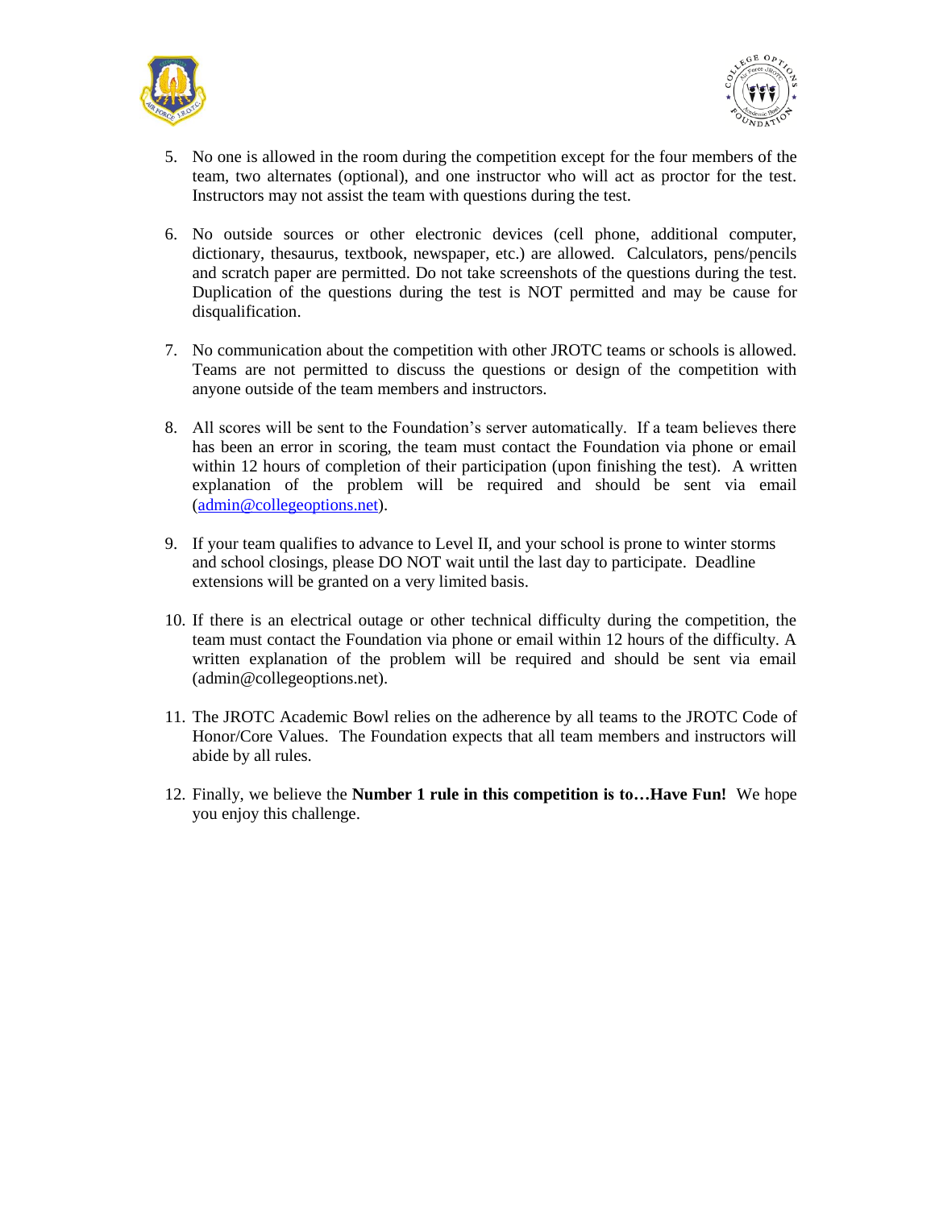5. No one is allowed in the room during the competition except for the four members of the team, two alternates (optional), and one instructor who will act as proctor for the test. Instructors may not assist the team with questions during the test.

6. No outside sources or other electronic devices (cell phone, additional computer, dictionary, thesaurus, textbook, newspaper, etc.) are allowed. Calculators, pens/pencils and scratch paper are permitted. Do not take screenshots of the questions during the test. Duplication of the questions during the test is NOT permitted and may be cause for disqualification.

7. No communication about the competition with other JROTC teams or schools is allowed. Teams are not permitted to discuss the questions or design of the competition with anyone outside of the team members and instructors.

8. All scores will be sent to the Foundation's server automatically. If a team believes there has been an error in scoring, the team must contact the Foundation via phone or email within 12 hours of completion of their participation (upon finishing the test). A written explanation of the problem will be required and should be sent via email (admin@collegeoptions.net).

9. If your team qualifies to advance to Level II, and your school is prone to winter storms and school closings, please DO NOT wait until the last day to participate. Deadline extensions will be granted on a very limited basis.

10. If there is an electrical outage or other technical difficulty during the competition, the team must contact the Foundation via phone or email within 12 hours of the difficulty. A written explanation of the problem will be required and should be sent via email (admin@collegeoptions.net).

11. The JROTC Academic Bowl relies on the adherence by all teams to the JROTC Code of Honor/Core Values. The Foundation expects that all team members and instructors will abide by all rules.

12. Finally, we believe the **Number 1 rule in this competition is to…Have Fun!** We hope you enjoy this challenge.